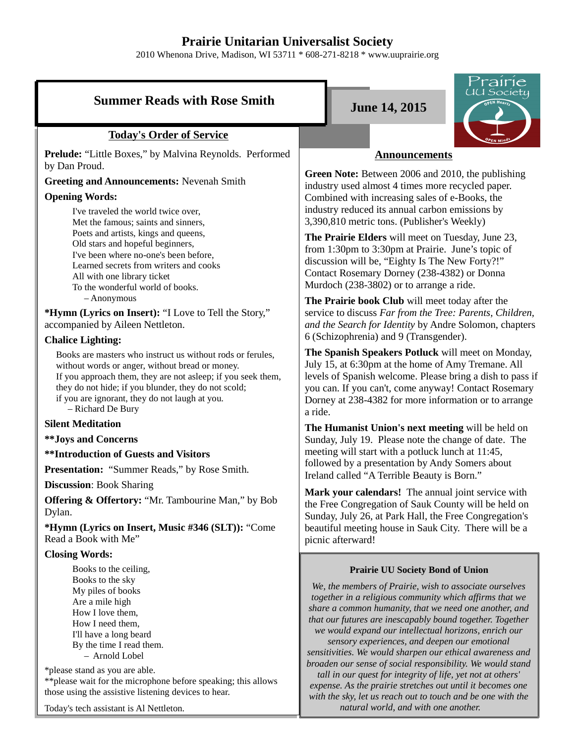# Prairie Unitarian Universalist Society

2010 Whenona Drive, Madison, WI 53711 * 608-271-8218 * www.uuprairie.org

## Summer Reads with Rose Smith

**June 14, 2015**

### Today's Order of Service

**Prelude:** "Little Boxes," by Malvina Reynolds. Performed by Dan Proud.

**Greeting and Announcements:** Nevenah Smith

**Opening Words:**

I've traveled the world twice over,
Met the famous; saints and sinners,
Poets and artists, kings and queens,
Old stars and hopeful beginners,
I've been where no-one's been before,
Learned secrets from writers and cooks
All with one library ticket
To the wonderful world of books.
– Anonymous

***Hymn (Lyrics on Insert):** "I Love to Tell the Story," accompanied by Aileen Nettleton.

**Chalice Lighting:**

Books are masters who instruct us without rods or ferules, without words or anger, without bread or money.
If you approach them, they are not asleep; if you seek them, they do not hide; if you blunder, they do not scold;
if you are ignorant, they do not laugh at you.
– Richard De Bury

**Silent Meditation**

****Joys and Concerns**

****Introduction of Guests and Visitors**

**Presentation:** "Summer Reads," by Rose Smith.

**Discussion**: Book Sharing

**Offering & Offertory:** "Mr. Tambourine Man," by Bob Dylan.

***Hymn (Lyrics on Insert, Music #346 (SLT)):** "Come Read a Book with Me"

**Closing Words:**

Books to the ceiling,
Books to the sky
My piles of books
Are a mile high
How I love them,
How I need them,
I'll have a long beard
By the time I read them.
– Arnold Lobel

*please stand as you are able.
**please wait for the microphone before speaking; this allows those using the assistive listening devices to hear.

Today's tech assistant is Al Nettleton.

### Announcements

**Green Note:** Between 2006 and 2010, the publishing industry used almost 4 times more recycled paper. Combined with increasing sales of e-Books, the industry reduced its annual carbon emissions by 3,390,810 metric tons. (Publisher's Weekly)

**The Prairie Elders** will meet on Tuesday, June 23, from 1:30pm to 3:30pm at Prairie. June's topic of discussion will be, "Eighty Is The New Forty?!" Contact Rosemary Dorney (238-4382) or Donna Murdoch (238-3802) or to arrange a ride.

**The Prairie book Club** will meet today after the service to discuss *Far from the Tree: Parents, Children, and the Search for Identity* by Andre Solomon, chapters 6 (Schizophrenia) and 9 (Transgender).

**The Spanish Speakers Potluck** will meet on Monday, July 15, at 6:30pm at the home of Amy Tremane. All levels of Spanish welcome. Please bring a dish to pass if you can. If you can't, come anyway! Contact Rosemary Dorney at 238-4382 for more information or to arrange a ride.

**The Humanist Union's next meeting** will be held on Sunday, July 19. Please note the change of date. The meeting will start with a potluck lunch at 11:45, followed by a presentation by Andy Somers about Ireland called "A Terrible Beauty is Born."

**Mark your calendars!** The annual joint service with the Free Congregation of Sauk County will be held on Sunday, July 26, at Park Hall, the Free Congregation's beautiful meeting house in Sauk City. There will be a picnic afterward!

**Prairie UU Society Bond of Union**

*We, the members of Prairie, wish to associate ourselves together in a religious community which affirms that we share a common humanity, that we need one another, and that our futures are inescapably bound together. Together we would expand our intellectual horizons, enrich our sensory experiences, and deepen our emotional sensitivities. We would sharpen our ethical awareness and broaden our sense of social responsibility. We would stand tall in our quest for integrity of life, yet not at others' expense. As the prairie stretches out until it becomes one with the sky, let us reach out to touch and be one with the natural world, and with one another.*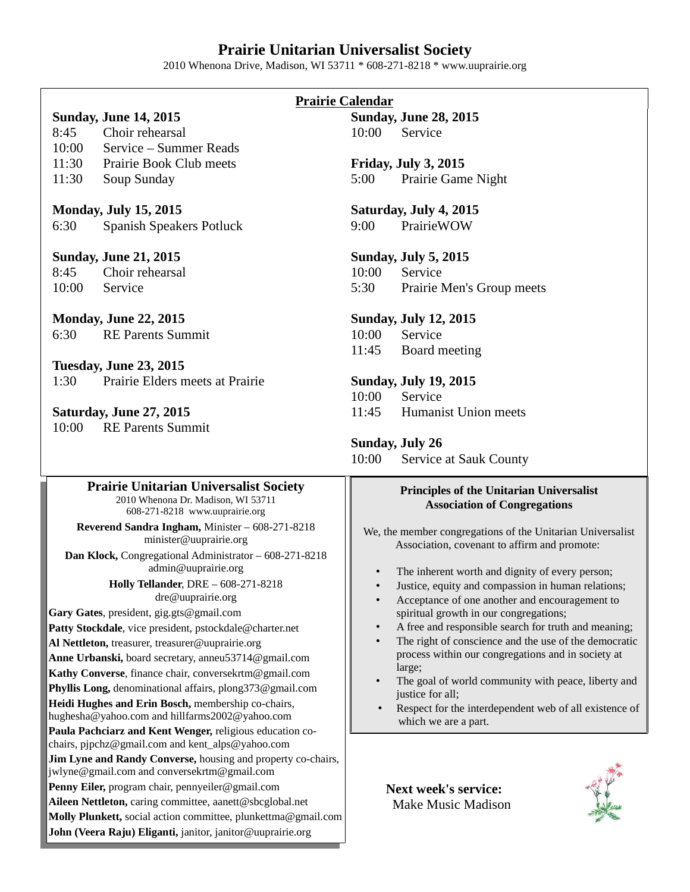# Prairie Unitarian Universalist Society

2010 Whenona Drive, Madison, WI 53711 * 608-271-8218 * www.uuprairie.org

## Prairie Calendar

**Sunday, June 14, 2015**
8:45 Choir rehearsal
10:00 Service – Summer Reads
11:30 Prairie Book Club meets
11:30 Soup Sunday

**Monday, July 15, 2015**
6:30 Spanish Speakers Potluck

**Sunday, June 21, 2015**
8:45 Choir rehearsal
10:00 Service

**Monday, June 22, 2015**
6:30 RE Parents Summit

**Tuesday, June 23, 2015**
1:30 Prairie Elders meets at Prairie

**Saturday, June 27, 2015**
10:00 RE Parents Summit

**Sunday, June 28, 2015**
10:00 Service

**Friday, July 3, 2015**
5:00 Prairie Game Night

**Saturday, July 4, 2015**
9:00 PrairieWOW

**Sunday, July 5, 2015**
10:00 Service
5:30 Prairie Men's Group meets

**Sunday, July 12, 2015**
10:00 Service
11:45 Board meeting

**Sunday, July 19, 2015**
10:00 Service
11:45 Humanist Union meets

**Sunday, July 26**
10:00 Service at Sauk County

### Prairie Unitarian Universalist Society

2010 Whenona Dr. Madison, WI 53711
608-271-8218 www.uuprairie.org

**Reverend Sandra Ingham,** Minister – 608-271-8218
minister@uuprairie.org

**Dan Klock,** Congregational Administrator – 608-271-8218
admin@uuprairie.org

**Holly Tellander**, DRE – 608-271-8218
dre@uuprairie.org

**Gary Gates**, president, gig.gts@gmail.com
**Patty Stockdale**, vice president, pstockdale@charter.net
**Al Nettleton,** treasurer, treasurer@uuprairie.org
**Anne Urbanski,** board secretary, anneu53714@gmail.com
**Kathy Converse**, finance chair, conversekrtm@gmail.com
**Phyllis Long,** denominational affairs, plong373@gmail.com
**Heidi Hughes and Erin Bosch,** membership co-chairs, hughesha@yahoo.com and hillfarms2002@yahoo.com
**Paula Pachciarz and Kent Wenger,** religious education co-chairs, pjpchz@gmail.com and kent_alps@yahoo.com
**Jim Lyne and Randy Converse,** housing and property co-chairs, jwlyne@gmail.com and conversekrtm@gmail.com
**Penny Eiler,** program chair, pennyeiler@gmail.com
**Aileen Nettleton,** caring committee, aanett@sbcglobal.net
**Molly Plunkett,** social action committee, plunkettma@gmail.com
**John (Veera Raju) Eliganti,** janitor, janitor@uuprairie.org

### Principles of the Unitarian Universalist Association of Congregations

We, the member congregations of the Unitarian Universalist Association, covenant to affirm and promote:

- The inherent worth and dignity of every person;
- Justice, equity and compassion in human relations;
- Acceptance of one another and encouragement to spiritual growth in our congregations;
- A free and responsible search for truth and meaning;
- The right of conscience and the use of the democratic process within our congregations and in society at large;
- The goal of world community with peace, liberty and justice for all;
- Respect for the interdependent web of all existence of which we are a part.

**Next week's service:**
Make Music Madison